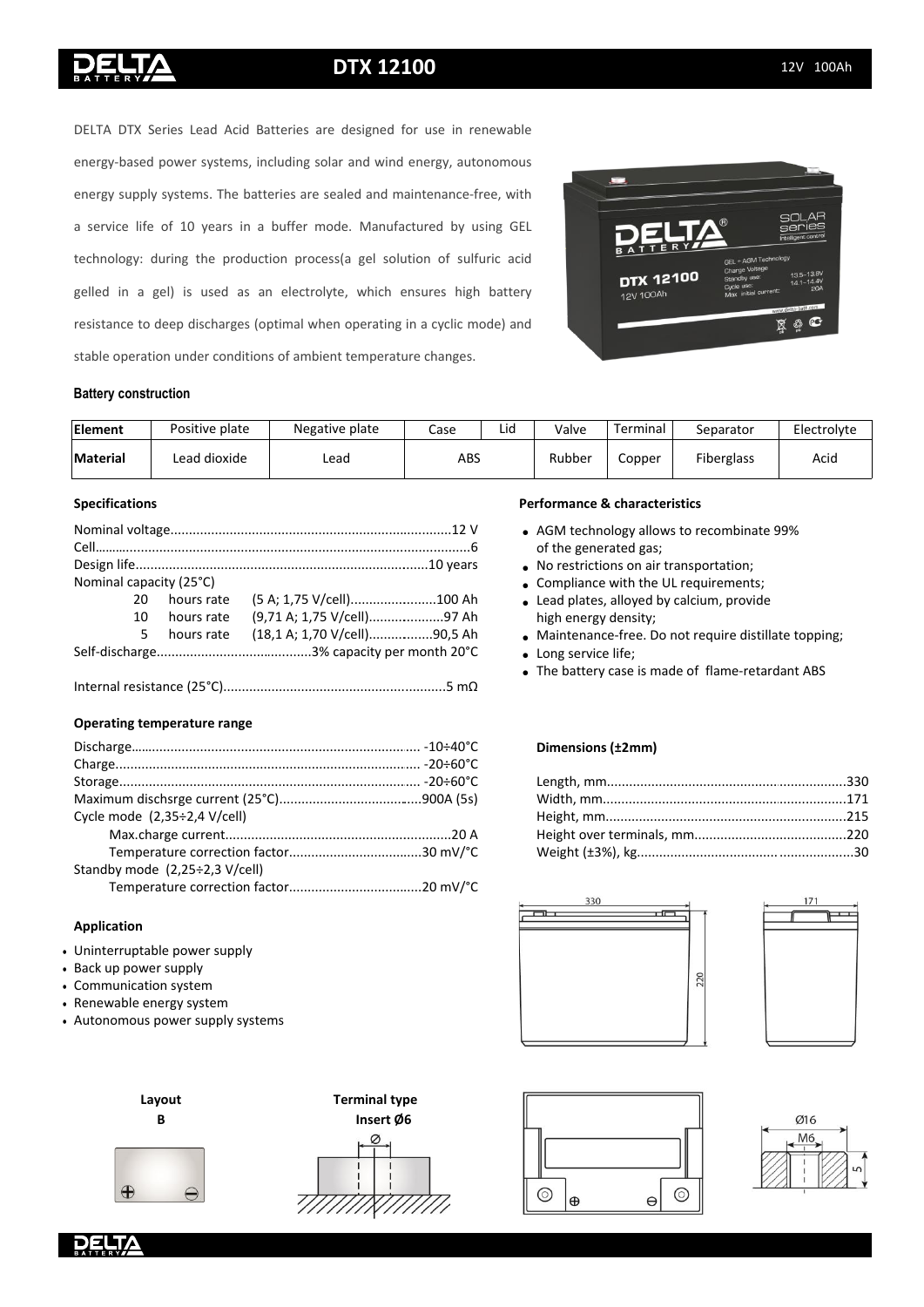# DTX 12100

12V 100Ah

DELTA DTX Series Lead Acid Batteries are designed for use in renewable energy-based power systems, including solar and wind energy, autonomous energy supply systems. The batteries are sealed and maintenance-free, with a service life of 10 years in a buffer mode. Manufactured by using GEL technology: during the production process(a gel solution of sulfuric acid gelled in a gel) is used as an electrolyte, which ensures high battery resistance to deep discharges (optimal when operating in a cyclic mode) and stable operation under conditions of ambient temperature changes.

### Battery construction

| Element | Positive plate | Negative plate | Case | Lid | Valve | Terminal | Separator | Electrolyte |
|---|---|---|---|---|---|---|---|---|
| Material | Lead dioxide | Lead | ABS | | Rubber | Copper | Fiberglass | Acid |

### Specifications

Nominal voltage..........12 V
Cell..........6
Design life..........10 years
Nominal capacity (25°C)
- 20 hours rate (5 A; 1,75 V/cell)..........100 Ah
- 10 hours rate (9,71 A; 1,75 V/cell)..........97 Ah
- 5 hours rate (18,1 A; 1,70 V/cell)..........90,5 Ah

Self-discharge..........3% capacity per month 20°C

Internal resistance (25°C)..........5 mΩ

### Operating temperature range

Discharge.......... -10÷40°C
Charge.......... -20÷60°C
Storage.......... -20÷60°C
Maximum dischsrge current (25°C)..........900A (5s)
Cycle mode (2,35÷2,4 V/cell)
- Max.charge current..........20 A
- Temperature correction factor..........30 mV/°C

Standby mode (2,25÷2,3 V/cell)
- Temperature correction factor..........20 mV/°C

### Application

- Uninterruptable power supply
- Back up power supply
- Communication system
- Renewable energy system
- Autonomous power supply systems

### Performance & characteristics

- AGM technology allows to recombinate 99% of the generated gas;
- No restrictions on air transportation;
- Compliance with the UL requirements;
- Lead plates, alloyed by calcium, provide high energy density;
- Maintenance-free. Do not require distillate topping;
- Long service life;
- The battery case is made of flame-retardant ABS

### Dimensions (±2mm)

Length, mm..........330
Width, mm..........171
Height, mm..........215
Height over terminals, mm..........220
Weight (±3%), kg..........30

**Layout**
**B**

**Terminal type**
**Insert Ø6**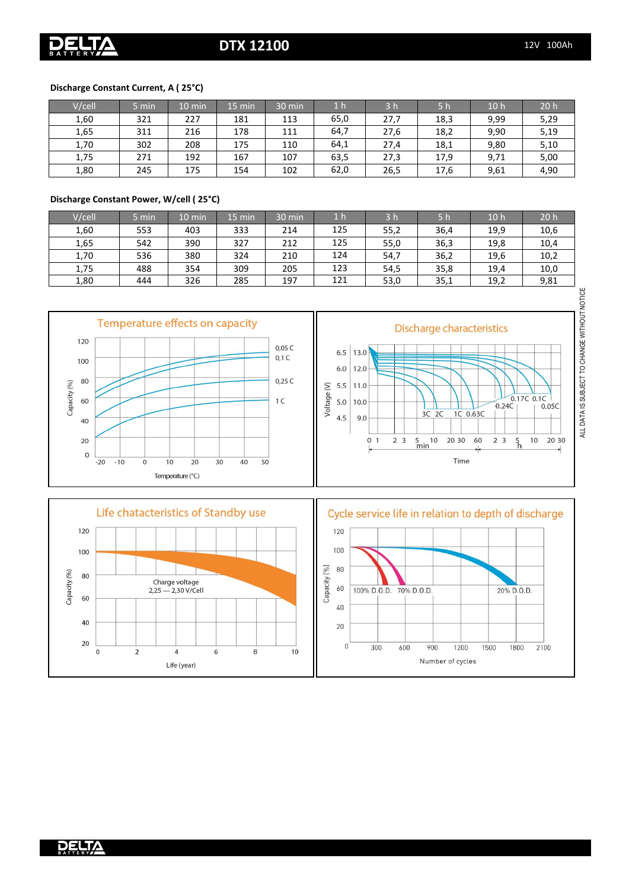# DTX 12100

12V 100Ah

### Discharge Constant Current, A ( 25°C)

| V/cell | 5 min | 10 min | 15 min | 30 min | 1 h | 3 h | 5 h | 10 h | 20 h |
|---|---|---|---|---|---|---|---|---|---|
| 1,60 | 321 | 227 | 181 | 113 | 65,0 | 27,7 | 18,3 | 9,99 | 5,29 |
| 1,65 | 311 | 216 | 178 | 111 | 64,7 | 27,6 | 18,2 | 9,90 | 5,19 |
| 1,70 | 302 | 208 | 175 | 110 | 64,1 | 27,4 | 18,1 | 9,80 | 5,10 |
| 1,75 | 271 | 192 | 167 | 107 | 63,5 | 27,3 | 17,9 | 9,71 | 5,00 |
| 1,80 | 245 | 175 | 154 | 102 | 62,0 | 26,5 | 17,6 | 9,61 | 4,90 |

### Discharge Constant Power, W/cell ( 25°C)

| V/cell | 5 min | 10 min | 15 min | 30 min | 1 h | 3 h | 5 h | 10 h | 20 h |
|---|---|---|---|---|---|---|---|---|---|
| 1,60 | 553 | 403 | 333 | 214 | 125 | 55,2 | 36,4 | 19,9 | 10,6 |
| 1,65 | 542 | 390 | 327 | 212 | 125 | 55,0 | 36,3 | 19,8 | 10,4 |
| 1,70 | 536 | 380 | 324 | 210 | 124 | 54,7 | 36,2 | 19,6 | 10,2 |
| 1,75 | 488 | 354 | 309 | 205 | 123 | 54,5 | 35,8 | 19,4 | 10,0 |
| 1,80 | 444 | 326 | 285 | 197 | 121 | 53,0 | 35,1 | 19,2 | 9,81 |

Temperature effects on capacity

Capacity (%)
120
100
80
60
40
20
0
-20 -10 0 10 20 30 40 50
Temperature (°C)
0,05 C
0,1 C
0,25 C
1 C

Discharge characteristics

Voltage (V)
6.5 13.0
6.0 12.0
5.5 11.0
5.0 10.0
4.5 9.0
3C 2C 1C 0.63C 0.24C 0.17C 0.1C 0.05C
0 1 2 3 5 10 20 30 60 2 3 5 10 20 30
min h
Time

ALL DATA IS SUBJECT TO CHANGE WITHOUT NOTICE

Life chatacteristics of Standby use

Capacity (%)
120
100
80
60
40
20
Charge voltage
2,25 — 2,30 V/Cell
0 2 4 6 8 10
Life (year)

Cycle service life in relation to depth of discharge

Capacity (%)
120
100
80
60
40
20
0
100% D.O.D. 70% D.O.D. 20% D.O.D.
300 600 900 1200 1500 1800 2100
Number of cycles